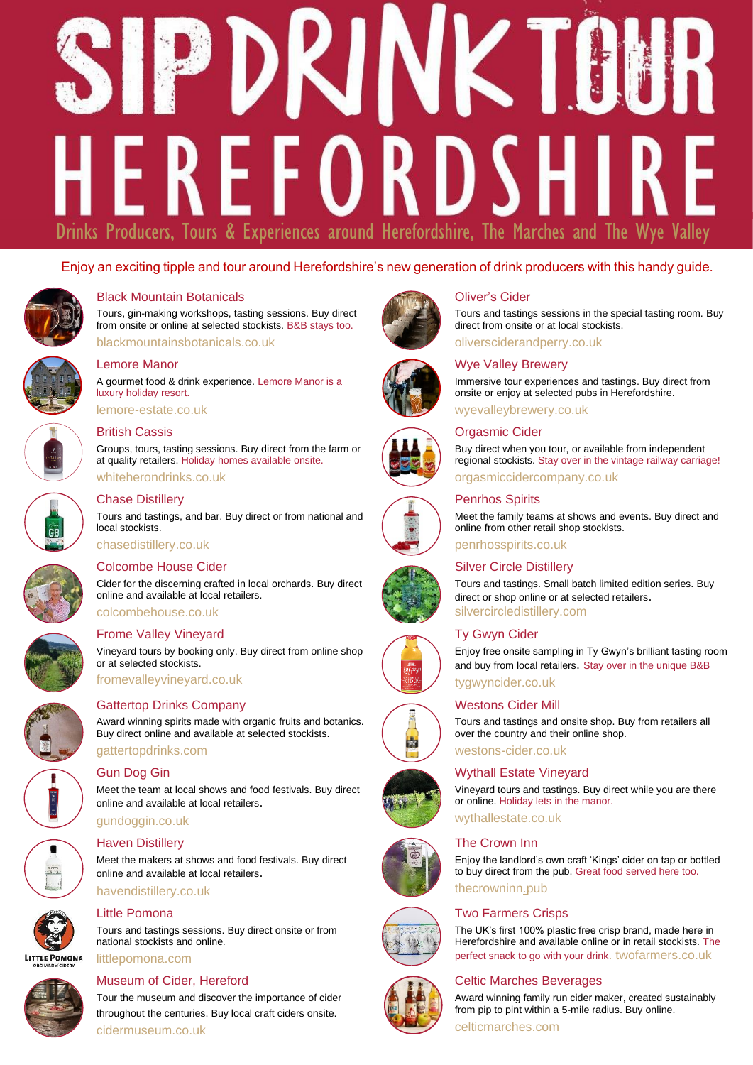# SIP DRINK TOUR HEREFORDSHIRE

Drinks Producers, Tours & Experiences around Herefordshire, The Marches and The Wye Valley

Enjoy an exciting tipple and tour around Herefordshire's new generation of drink producers with this handy guide.

### Black Mountain Botanicals

Tours, gin-making workshops, tasting sessions. Buy direct from onsite or online at selected stockists. B&B stays too.

blackmountainsbotanicals.co.uk

### Lemore Manor

A gourmet food & drink experience. Lemore Manor is a luxury holiday resort.

lemore-estate.co.uk

### British Cassis

Groups, tours, tasting sessions. Buy direct from the farm or at quality retailers. Holiday homes available onsite.

whiteherondrinks.co.uk

### Chase Distillery

Tours and tastings, and bar. Buy direct or from national and local stockists.

chasedistillery.co.uk

### Colcombe House Cider

Cider for the discerning crafted in local orchards. Buy direct online and available at local retailers.

colcombehouse.co.uk

### Frome Valley Vineyard

Vineyard tours by booking only. Buy direct from online shop or at selected stockists.

fromevalleyvineyard.co.uk

### Gattertop Drinks Company

Award winning spirits made with organic fruits and botanics. Buy direct online and available at selected stockists.

gattertopdrinks.com

### Gun Dog Gin

Meet the team at local shows and food festivals. Buy direct online and available at local retailers.

gundoggin.co.uk

### Haven Distillery

Meet the makers at shows and food festivals. Buy direct online and available at local retailers.

havendistillery.co.uk

### Little Pomona

Tours and tastings sessions. Buy direct onsite or from national stockists and online.

littlepomona.com

### Museum of Cider, Hereford

Tour the museum and discover the importance of cider throughout the centuries. Buy local craft ciders onsite.

cidermuseum.co.uk

### Oliver's Cider

Tours and tastings sessions in the special tasting room. Buy direct from onsite or at local stockists.

oliversciderandperry.co.uk

### Wye Valley Brewery

Immersive tour experiences and tastings. Buy direct from onsite or enjoy at selected pubs in Herefordshire.

wyevalleybrewery.co.uk

### Orgasmic Cider

Buy direct when you tour, or available from independent regional stockists. Stay over in the vintage railway carriage!

orgasmiccidercompany.co.uk

### Penrhos Spirits

Meet the family teams at shows and events. Buy direct and online from other retail shop stockists.

penrhosspirits.co.uk

### Silver Circle Distillery

Tours and tastings. Small batch limited edition series. Buy direct or shop online or at selected retailers.

silvercircledistillery.com

### Ty Gwyn Cider

Enjoy free onsite sampling in Ty Gwyn's brilliant tasting room and buy from local retailers. Stay over in the unique B&B

tygwyncider.co.uk

### Westons Cider Mill

Tours and tastings and onsite shop. Buy from retailers all over the country and their online shop.

westons-cider.co.uk

### Wythall Estate Vineyard

Vineyard tours and tastings. Buy direct while you are there or online. Holiday lets in the manor.

wythallestate.co.uk

### The Crown Inn

Enjoy the landlord's own craft 'Kings' cider on tap or bottled to buy direct from the pub. Great food served here too.

thecrowninn.pub

### Two Farmers Crisps

The UK's first 100% plastic free crisp brand, made here in Herefordshire and available online or in retail stockists. The perfect snack to go with your drink. twofarmers.co.uk

### Celtic Marches Beverages

Award winning family run cider maker, created sustainably from pip to pint within a 5-mile radius. Buy online.

celticmarches.com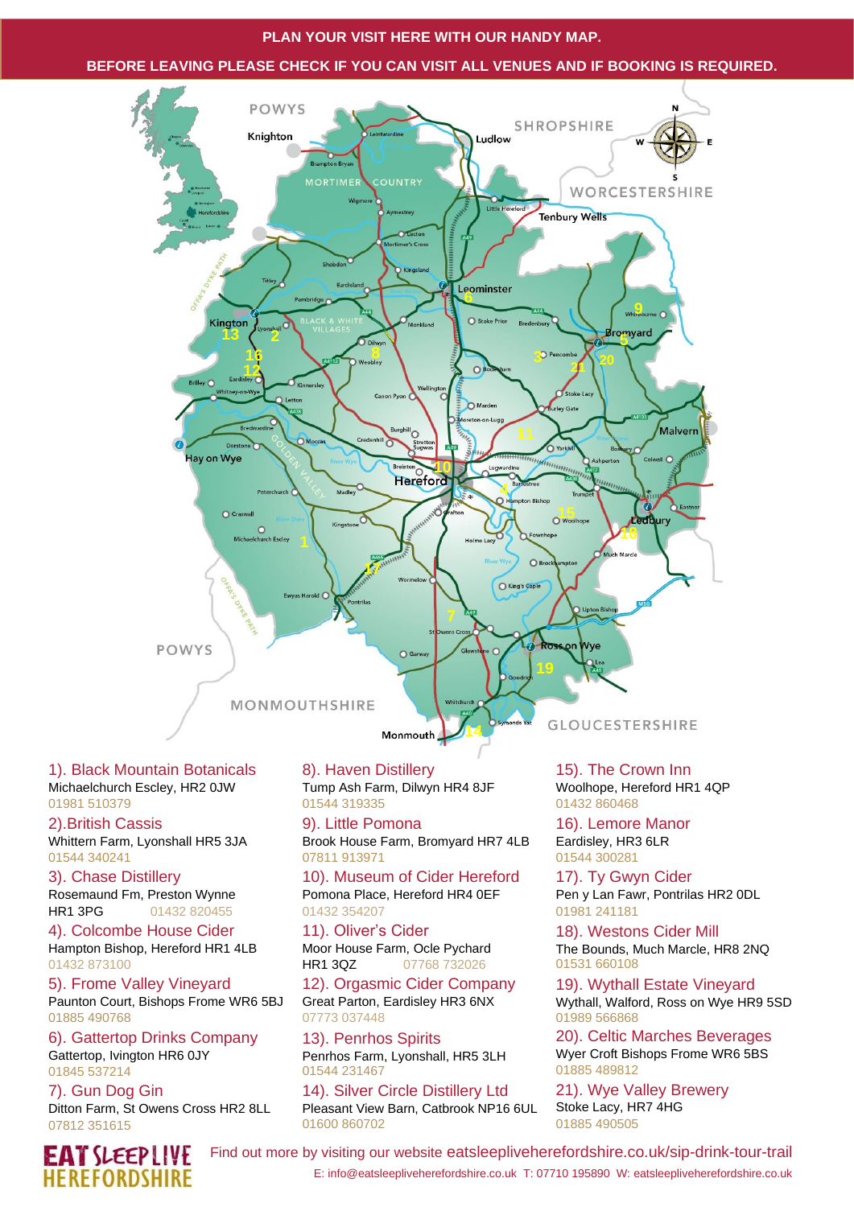**PLAN YOUR VISIT HERE WITH OUR HANDY MAP.**

**BEFORE LEAVING PLEASE CHECK IF YOU CAN VISIT ALL VENUES AND IF BOOKING IS REQUIRED.**

1). Black Mountain Botanicals
Michaelchurch Escley, HR2 0JW
01981 510379

2).British Cassis
Whittern Farm, Lyonshall HR5 3JA
01544 340241

3). Chase Distillery
Rosemaund Fm, Preston Wynne
HR1 3PG 01432 820455

4). Colcombe House Cider
Hampton Bishop, Hereford HR1 4LB
01432 873100

5). Frome Valley Vineyard
Paunton Court, Bishops Frome WR6 5BJ
01885 490768

6). Gattertop Drinks Company
Gattertop, Ivington HR6 0JY
01845 537214

7). Gun Dog Gin
Ditton Farm, St Owens Cross HR2 8LL
07812 351615

8). Haven Distillery
Tump Ash Farm, Dilwyn HR4 8JF
01544 319335

9). Little Pomona
Brook House Farm, Bromyard HR7 4LB
07811 913971

10). Museum of Cider Hereford
Pomona Place, Hereford HR4 0EF
01432 354207

11). Oliver's Cider
Moor House Farm, Ocle Pychard
HR1 3QZ 07768 732026

12). Orgasmic Cider Company
Great Parton, Eardisley HR3 6NX
07773 037448

13). Penrhos Spirits
Penrhos Farm, Lyonshall, HR5 3LH
01544 231467

14). Silver Circle Distillery Ltd
Pleasant View Barn, Catbrook NP16 6UL
01600 860702

15). The Crown Inn
Woolhope, Hereford HR1 4QP
01432 860468

16). Lemore Manor
Eardisley, HR3 6LR
01544 300281

17). Ty Gwyn Cider
Pen y Lan Fawr, Pontrilas HR2 0DL
01981 241181

18). Westons Cider Mill
The Bounds, Much Marcle, HR8 2NQ
01531 660108

19). Wythall Estate Vineyard
Wythall, Walford, Ross on Wye HR9 5SD
01989 566868

20). Celtic Marches Beverages
Wyer Croft Bishops Frome WR6 5BS
01885 489812

21). Wye Valley Brewery
Stoke Lacy, HR7 4HG
01885 490505

EAT SLEEP LIVE HEREFORDSHIRE

Find out more by visiting our website eatsleeplivehereford­shire.co.uk/sip-drink-tour-trail

E: info@eatsleeplivehereford­shire.co.uk T: 07710 195890 W: eatsleeplivehereford­shire.co.uk